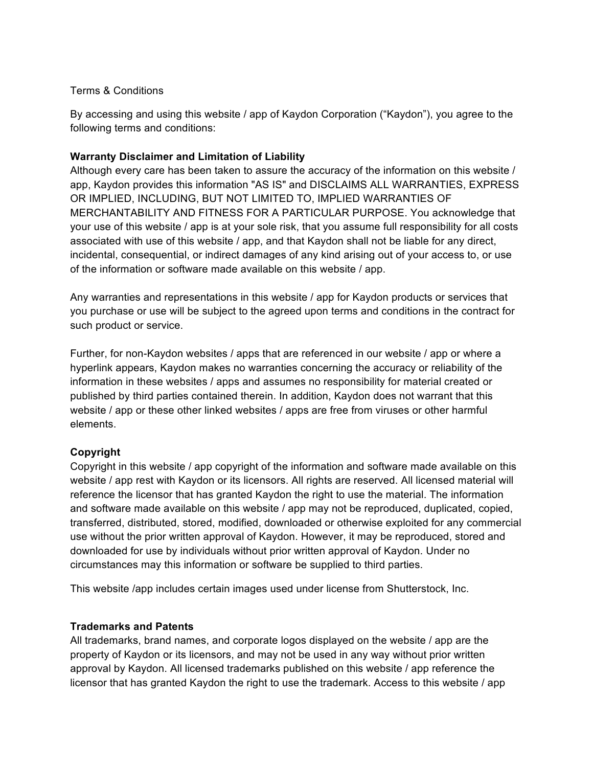Terms & Conditions

By accessing and using this website / app of Kaydon Corporation (“Kaydon”), you agree to the following terms and conditions:

**Warranty Disclaimer and Limitation of Liability**

Although every care has been taken to assure the accuracy of the information on this website / app, Kaydon provides this information "AS IS" and DISCLAIMS ALL WARRANTIES, EXPRESS OR IMPLIED, INCLUDING, BUT NOT LIMITED TO, IMPLIED WARRANTIES OF MERCHANTABILITY AND FITNESS FOR A PARTICULAR PURPOSE. You acknowledge that your use of this website / app is at your sole risk, that you assume full responsibility for all costs associated with use of this website / app, and that Kaydon shall not be liable for any direct, incidental, consequential, or indirect damages of any kind arising out of your access to, or use of the information or software made available on this website / app.

Any warranties and representations in this website / app for Kaydon products or services that you purchase or use will be subject to the agreed upon terms and conditions in the contract for such product or service.

Further, for non-Kaydon websites / apps that are referenced in our website / app or where a hyperlink appears, Kaydon makes no warranties concerning the accuracy or reliability of the information in these websites / apps and assumes no responsibility for material created or published by third parties contained therein. In addition, Kaydon does not warrant that this website / app or these other linked websites / apps are free from viruses or other harmful elements.

**Copyright**

Copyright in this website / app copyright of the information and software made available on this website / app rest with Kaydon or its licensors. All rights are reserved. All licensed material will reference the licensor that has granted Kaydon the right to use the material. The information and software made available on this website / app may not be reproduced, duplicated, copied, transferred, distributed, stored, modified, downloaded or otherwise exploited for any commercial use without the prior written approval of Kaydon. However, it may be reproduced, stored and downloaded for use by individuals without prior written approval of Kaydon. Under no circumstances may this information or software be supplied to third parties.

This website /app includes certain images used under license from Shutterstock, Inc.

**Trademarks and Patents**

All trademarks, brand names, and corporate logos displayed on the website / app are the property of Kaydon or its licensors, and may not be used in any way without prior written approval by Kaydon. All licensed trademarks published on this website / app reference the licensor that has granted Kaydon the right to use the trademark. Access to this website / app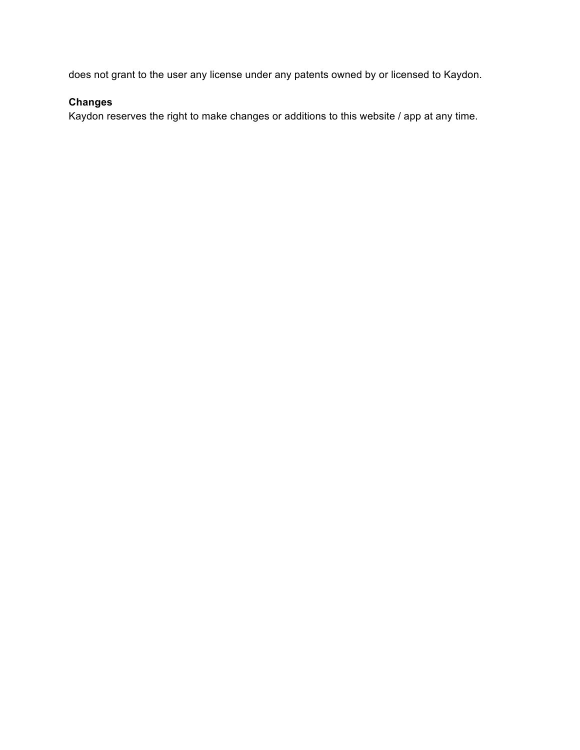does not grant to the user any license under any patents owned by or licensed to Kaydon.

**Changes**
Kaydon reserves the right to make changes or additions to this website / app at any time.